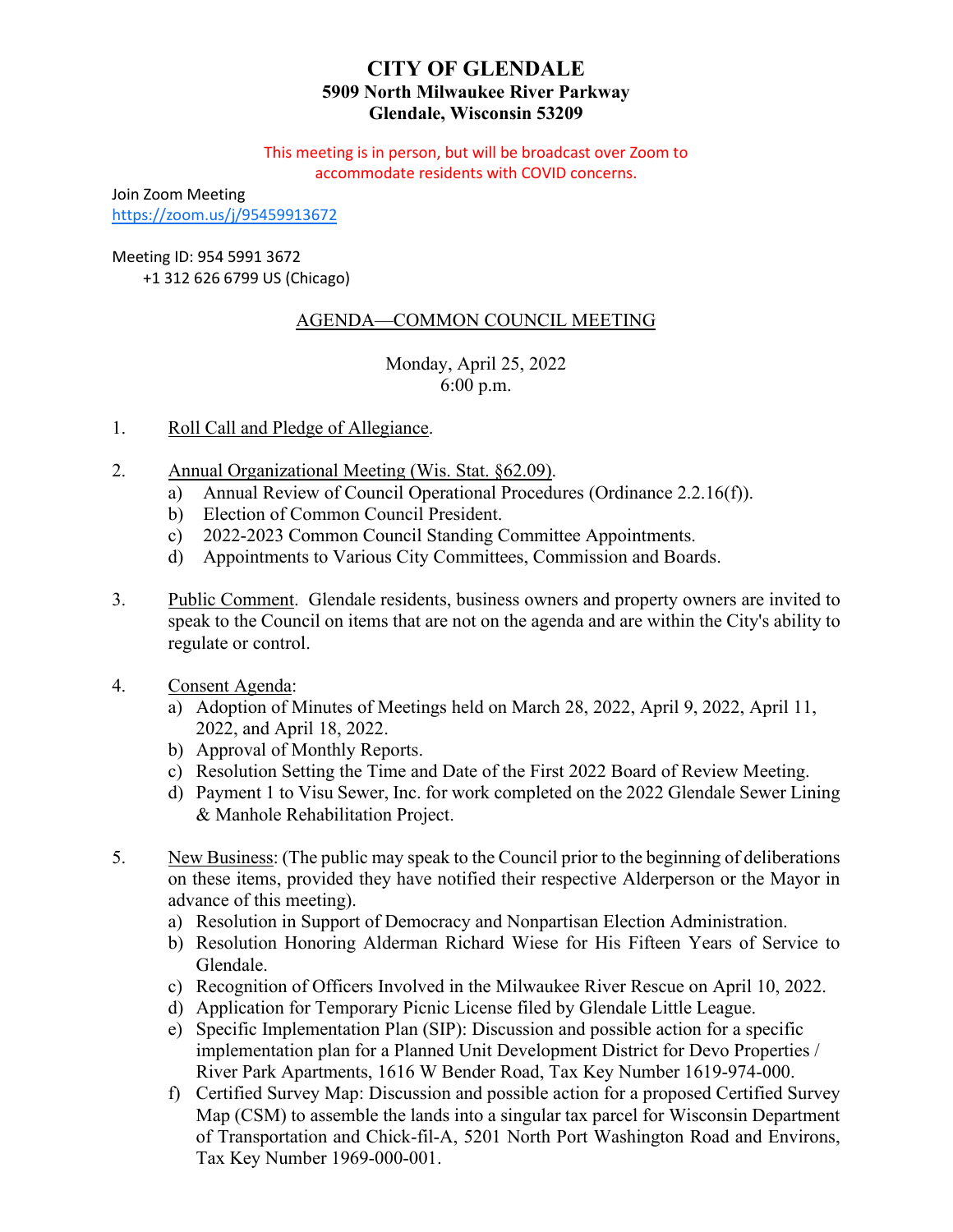# CITY OF GLENDALE

**5909 North Milwaukee River Parkway**
**Glendale, Wisconsin 53209**

This meeting is in person, but will be broadcast over Zoom to accommodate residents with COVID concerns.

Join Zoom Meeting
https://zoom.us/j/95459913672

Meeting ID: 954 5991 3672
+1 312 626 6799 US (Chicago)

## AGENDA—COMMON COUNCIL MEETING

Monday, April 25, 2022
6:00 p.m.

1. Roll Call and Pledge of Allegiance.

2. Annual Organizational Meeting (Wis. Stat. §62.09).
   a) Annual Review of Council Operational Procedures (Ordinance 2.2.16(f)).
   b) Election of Common Council President.
   c) 2022-2023 Common Council Standing Committee Appointments.
   d) Appointments to Various City Committees, Commission and Boards.

3. Public Comment. Glendale residents, business owners and property owners are invited to speak to the Council on items that are not on the agenda and are within the City's ability to regulate or control.

4. Consent Agenda:
   a) Adoption of Minutes of Meetings held on March 28, 2022, April 9, 2022, April 11, 2022, and April 18, 2022.
   b) Approval of Monthly Reports.
   c) Resolution Setting the Time and Date of the First 2022 Board of Review Meeting.
   d) Payment 1 to Visu Sewer, Inc. for work completed on the 2022 Glendale Sewer Lining & Manhole Rehabilitation Project.

5. New Business: (The public may speak to the Council prior to the beginning of deliberations on these items, provided they have notified their respective Alderperson or the Mayor in advance of this meeting).
   a) Resolution in Support of Democracy and Nonpartisan Election Administration.
   b) Resolution Honoring Alderman Richard Wiese for His Fifteen Years of Service to Glendale.
   c) Recognition of Officers Involved in the Milwaukee River Rescue on April 10, 2022.
   d) Application for Temporary Picnic License filed by Glendale Little League.
   e) Specific Implementation Plan (SIP): Discussion and possible action for a specific implementation plan for a Planned Unit Development District for Devo Properties / River Park Apartments, 1616 W Bender Road, Tax Key Number 1619-974-000.
   f) Certified Survey Map: Discussion and possible action for a proposed Certified Survey Map (CSM) to assemble the lands into a singular tax parcel for Wisconsin Department of Transportation and Chick-fil-A, 5201 North Port Washington Road and Environs, Tax Key Number 1969-000-001.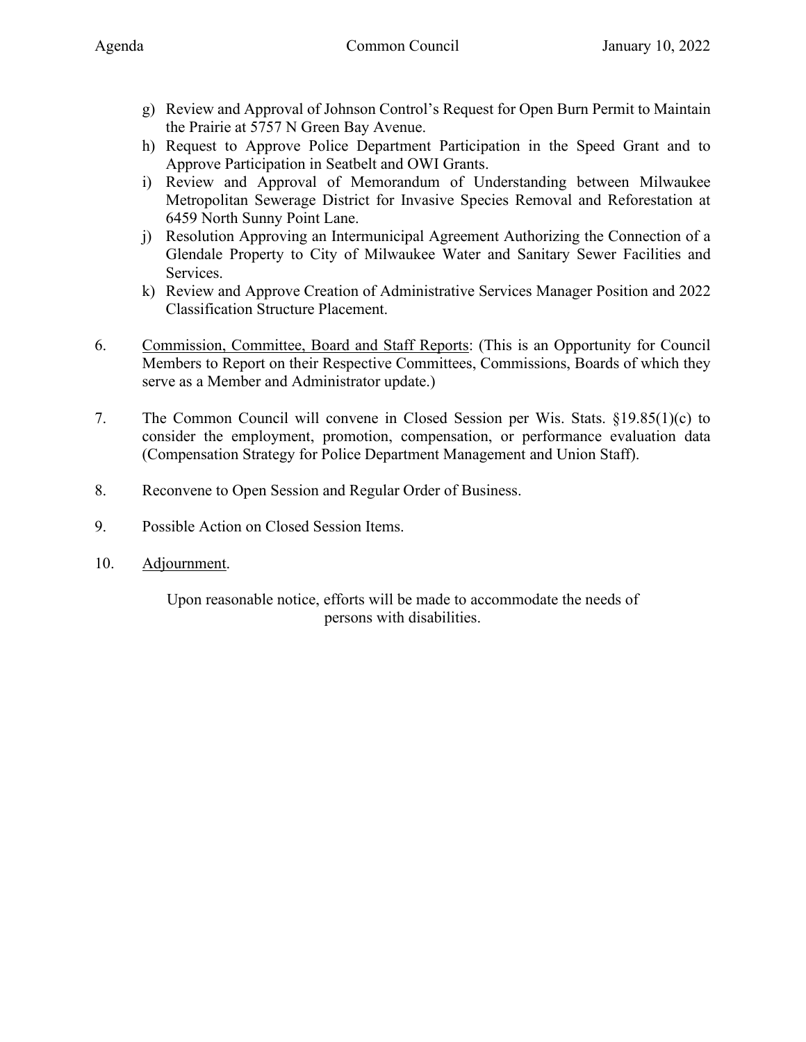g) Review and Approval of Johnson Control's Request for Open Burn Permit to Maintain the Prairie at 5757 N Green Bay Avenue.
h) Request to Approve Police Department Participation in the Speed Grant and to Approve Participation in Seatbelt and OWI Grants.
i) Review and Approval of Memorandum of Understanding between Milwaukee Metropolitan Sewerage District for Invasive Species Removal and Reforestation at 6459 North Sunny Point Lane.
j) Resolution Approving an Intermunicipal Agreement Authorizing the Connection of a Glendale Property to City of Milwaukee Water and Sanitary Sewer Facilities and Services.
k) Review and Approve Creation of Administrative Services Manager Position and 2022 Classification Structure Placement.

6. Commission, Committee, Board and Staff Reports: (This is an Opportunity for Council Members to Report on their Respective Committees, Commissions, Boards of which they serve as a Member and Administrator update.)

7. The Common Council will convene in Closed Session per Wis. Stats. §19.85(1)(c) to consider the employment, promotion, compensation, or performance evaluation data (Compensation Strategy for Police Department Management and Union Staff).

8. Reconvene to Open Session and Regular Order of Business.

9. Possible Action on Closed Session Items.

10. Adjournment.

Upon reasonable notice, efforts will be made to accommodate the needs of persons with disabilities.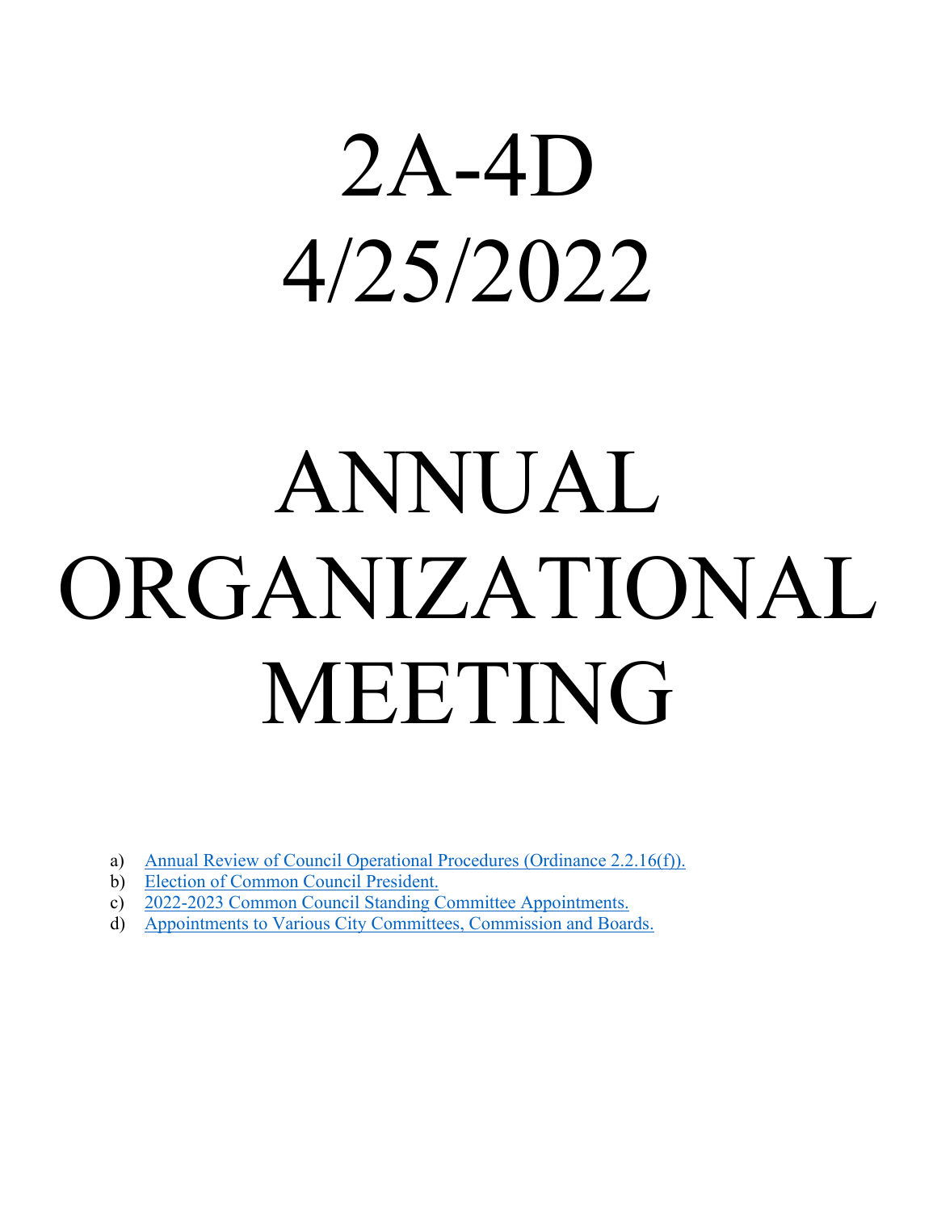# 2A-4D
# 4/25/2022

# ANNUAL ORGANIZATIONAL MEETING

a) Annual Review of Council Operational Procedures (Ordinance 2.2.16(f)).
b) Election of Common Council President.
c) 2022-2023 Common Council Standing Committee Appointments.
d) Appointments to Various City Committees, Commission and Boards.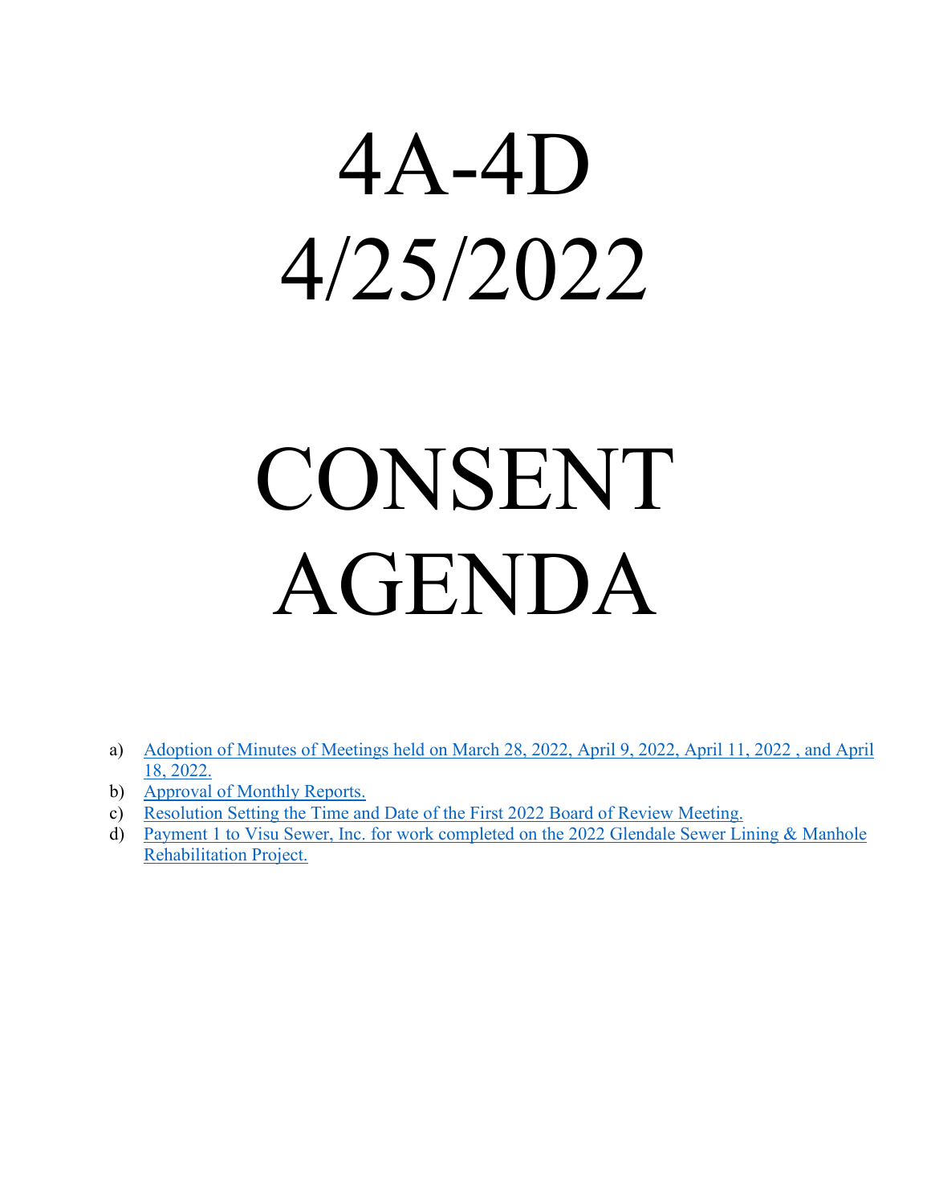# 4A-4D
# 4/25/2022

# CONSENT AGENDA

a) Adoption of Minutes of Meetings held on March 28, 2022, April 9, 2022, April 11, 2022 , and April 18, 2022.
b) Approval of Monthly Reports.
c) Resolution Setting the Time and Date of the First 2022 Board of Review Meeting.
d) Payment 1 to Visu Sewer, Inc. for work completed on the 2022 Glendale Sewer Lining & Manhole Rehabilitation Project.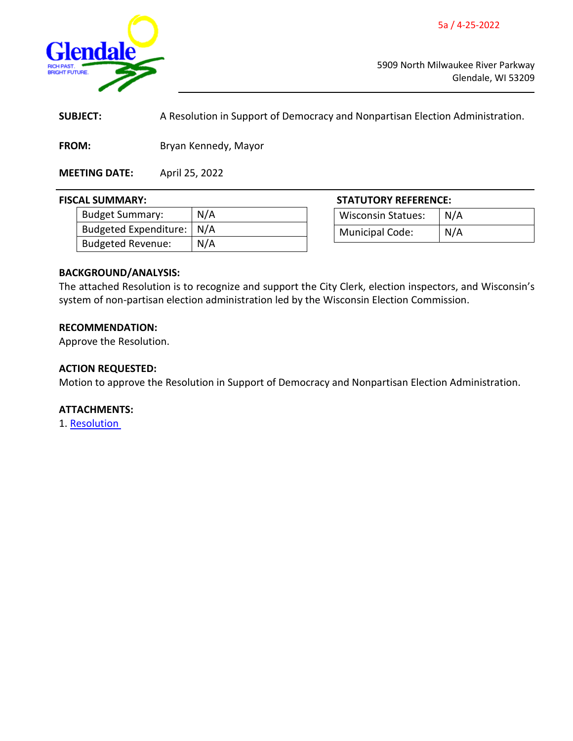5a / 4-25-2022

Glendale
RICH PAST. BRIGHT FUTURE.

5909 North Milwaukee River Parkway
Glendale, WI 53209

**SUBJECT:** A Resolution in Support of Democracy and Nonpartisan Election Administration.

**FROM:** Bryan Kennedy, Mayor

**MEETING DATE:** April 25, 2022

**FISCAL SUMMARY:**

| Budget Summary: | N/A |
|---|---|
| Budgeted Expenditure: | N/A |
| Budgeted Revenue: | N/A |

**STATUTORY REFERENCE:**

| Wisconsin Statues: | N/A |
|---|---|
| Municipal Code: | N/A |

**BACKGROUND/ANALYSIS:**
The attached Resolution is to recognize and support the City Clerk, election inspectors, and Wisconsin's system of non-partisan election administration led by the Wisconsin Election Commission.

**RECOMMENDATION:**
Approve the Resolution.

**ACTION REQUESTED:**
Motion to approve the Resolution in Support of Democracy and Nonpartisan Election Administration.

**ATTACHMENTS:**
1. Resolution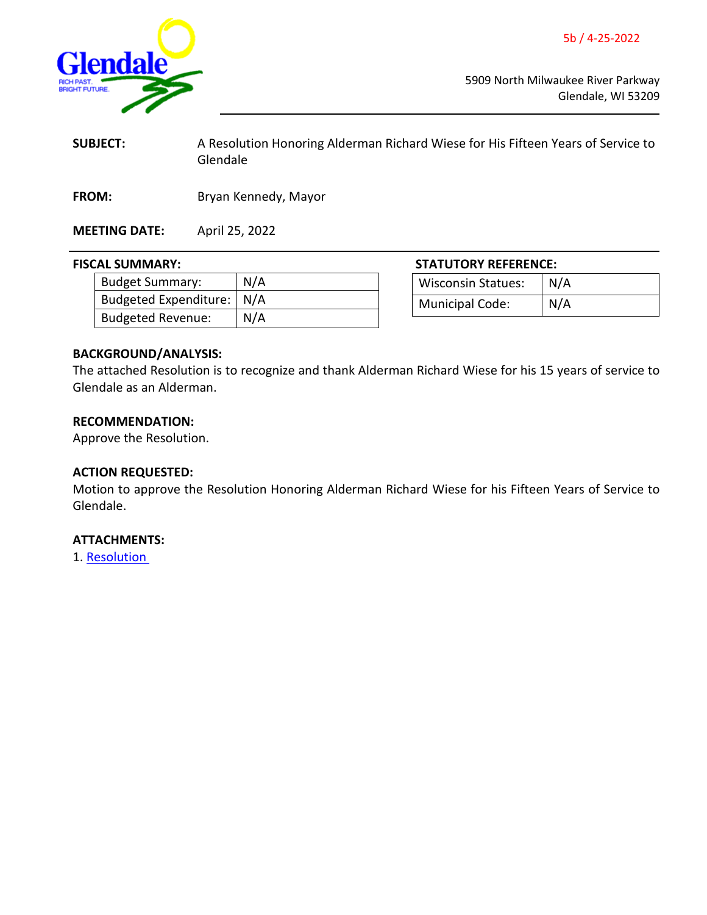5b / 4-25-2022

5909 North Milwaukee River Parkway
Glendale, WI 53209

**SUBJECT:** A Resolution Honoring Alderman Richard Wiese for His Fifteen Years of Service to Glendale

**FROM:** Bryan Kennedy, Mayor

**MEETING DATE:** April 25, 2022

**FISCAL SUMMARY:**

| Budget Summary: | N/A |
|---|---|
| Budgeted Expenditure: | N/A |
| Budgeted Revenue: | N/A |

**STATUTORY REFERENCE:**

| Wisconsin Statues: | N/A |
|---|---|
| Municipal Code: | N/A |

**BACKGROUND/ANALYSIS:**
The attached Resolution is to recognize and thank Alderman Richard Wiese for his 15 years of service to Glendale as an Alderman.

**RECOMMENDATION:**
Approve the Resolution.

**ACTION REQUESTED:**
Motion to approve the Resolution Honoring Alderman Richard Wiese for his Fifteen Years of Service to Glendale.

**ATTACHMENTS:**
1. Resolution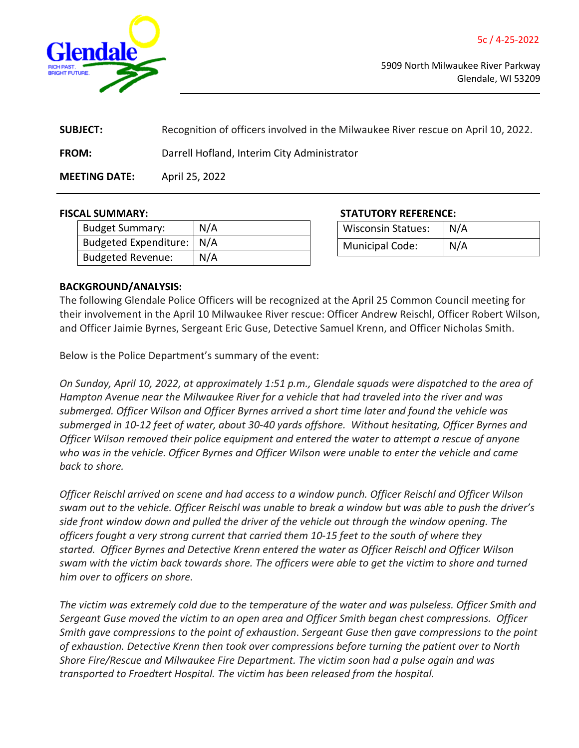5c / 4-25-2022

5909 North Milwaukee River Parkway
Glendale, WI 53209

**SUBJECT:** Recognition of officers involved in the Milwaukee River rescue on April 10, 2022.

**FROM:** Darrell Hofland, Interim City Administrator

**MEETING DATE:** April 25, 2022

**FISCAL SUMMARY:**

| Budget Summary: | N/A |
|---|---|
| Budgeted Expenditure: | N/A |
| Budgeted Revenue: | N/A |

**STATUTORY REFERENCE:**

| Wisconsin Statues: | N/A |
|---|---|
| Municipal Code: | N/A |

**BACKGROUND/ANALYSIS:**

The following Glendale Police Officers will be recognized at the April 25 Common Council meeting for their involvement in the April 10 Milwaukee River rescue: Officer Andrew Reischl, Officer Robert Wilson, and Officer Jaimie Byrnes, Sergeant Eric Guse, Detective Samuel Krenn, and Officer Nicholas Smith.

Below is the Police Department's summary of the event:

*On Sunday, April 10, 2022, at approximately 1:51 p.m., Glendale squads were dispatched to the area of Hampton Avenue near the Milwaukee River for a vehicle that had traveled into the river and was submerged. Officer Wilson and Officer Byrnes arrived a short time later and found the vehicle was submerged in 10-12 feet of water, about 30-40 yards offshore. Without hesitating, Officer Byrnes and Officer Wilson removed their police equipment and entered the water to attempt a rescue of anyone who was in the vehicle. Officer Byrnes and Officer Wilson were unable to enter the vehicle and came back to shore.*

*Officer Reischl arrived on scene and had access to a window punch. Officer Reischl and Officer Wilson swam out to the vehicle. Officer Reischl was unable to break a window but was able to push the driver's side front window down and pulled the driver of the vehicle out through the window opening. The officers fought a very strong current that carried them 10-15 feet to the south of where they started. Officer Byrnes and Detective Krenn entered the water as Officer Reischl and Officer Wilson swam with the victim back towards shore. The officers were able to get the victim to shore and turned him over to officers on shore.*

*The victim was extremely cold due to the temperature of the water and was pulseless. Officer Smith and Sergeant Guse moved the victim to an open area and Officer Smith began chest compressions. Officer Smith gave compressions to the point of exhaustion. Sergeant Guse then gave compressions to the point of exhaustion. Detective Krenn then took over compressions before turning the patient over to North Shore Fire/Rescue and Milwaukee Fire Department. The victim soon had a pulse again and was transported to Froedtert Hospital. The victim has been released from the hospital.*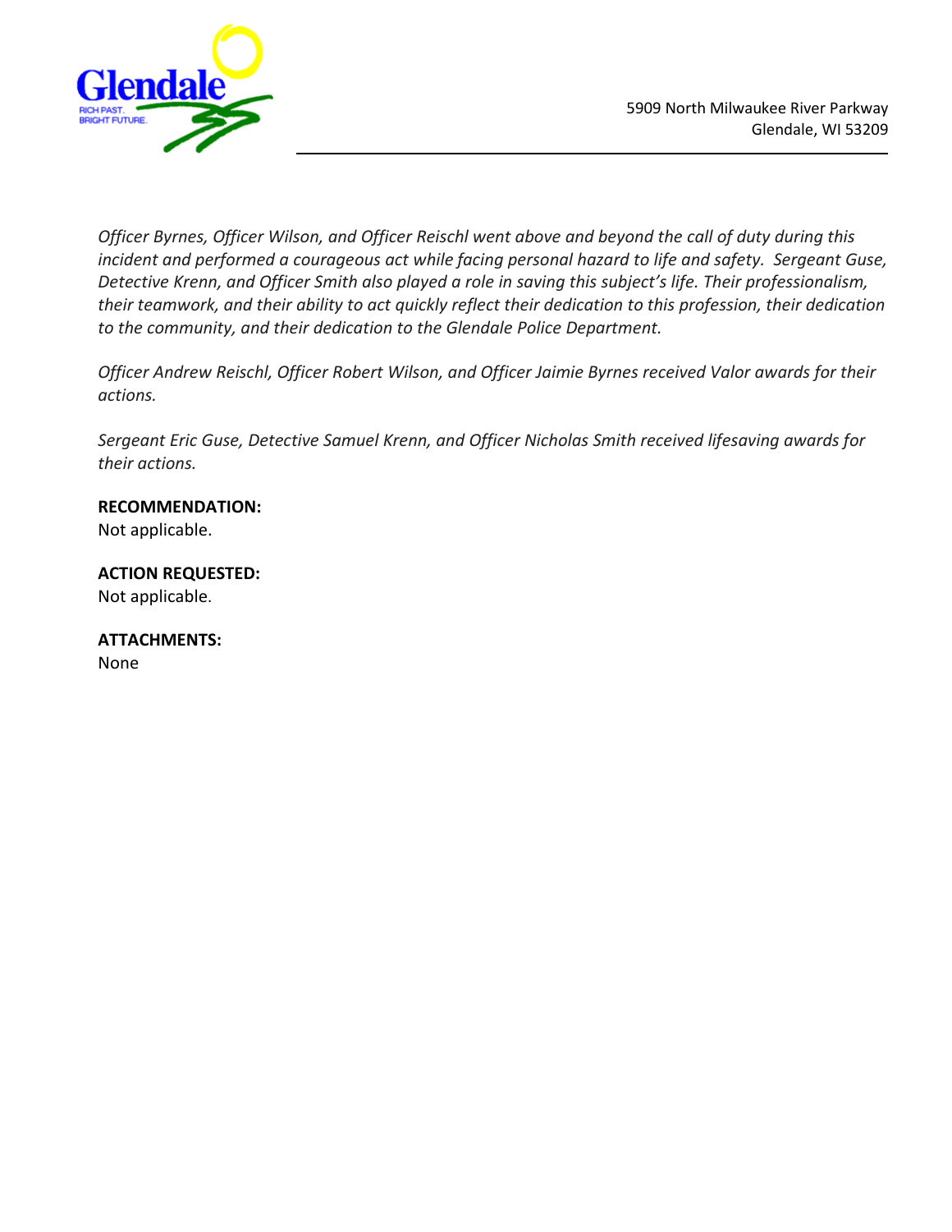*Officer Byrnes, Officer Wilson, and Officer Reischl went above and beyond the call of duty during this incident and performed a courageous act while facing personal hazard to life and safety. Sergeant Guse, Detective Krenn, and Officer Smith also played a role in saving this subject's life. Their professionalism, their teamwork, and their ability to act quickly reflect their dedication to this profession, their dedication to the community, and their dedication to the Glendale Police Department.*

*Officer Andrew Reischl, Officer Robert Wilson, and Officer Jaimie Byrnes received Valor awards for their actions.*

*Sergeant Eric Guse, Detective Samuel Krenn, and Officer Nicholas Smith received lifesaving awards for their actions.*

**RECOMMENDATION:**
Not applicable.

**ACTION REQUESTED:**
Not applicable.

**ATTACHMENTS:**
None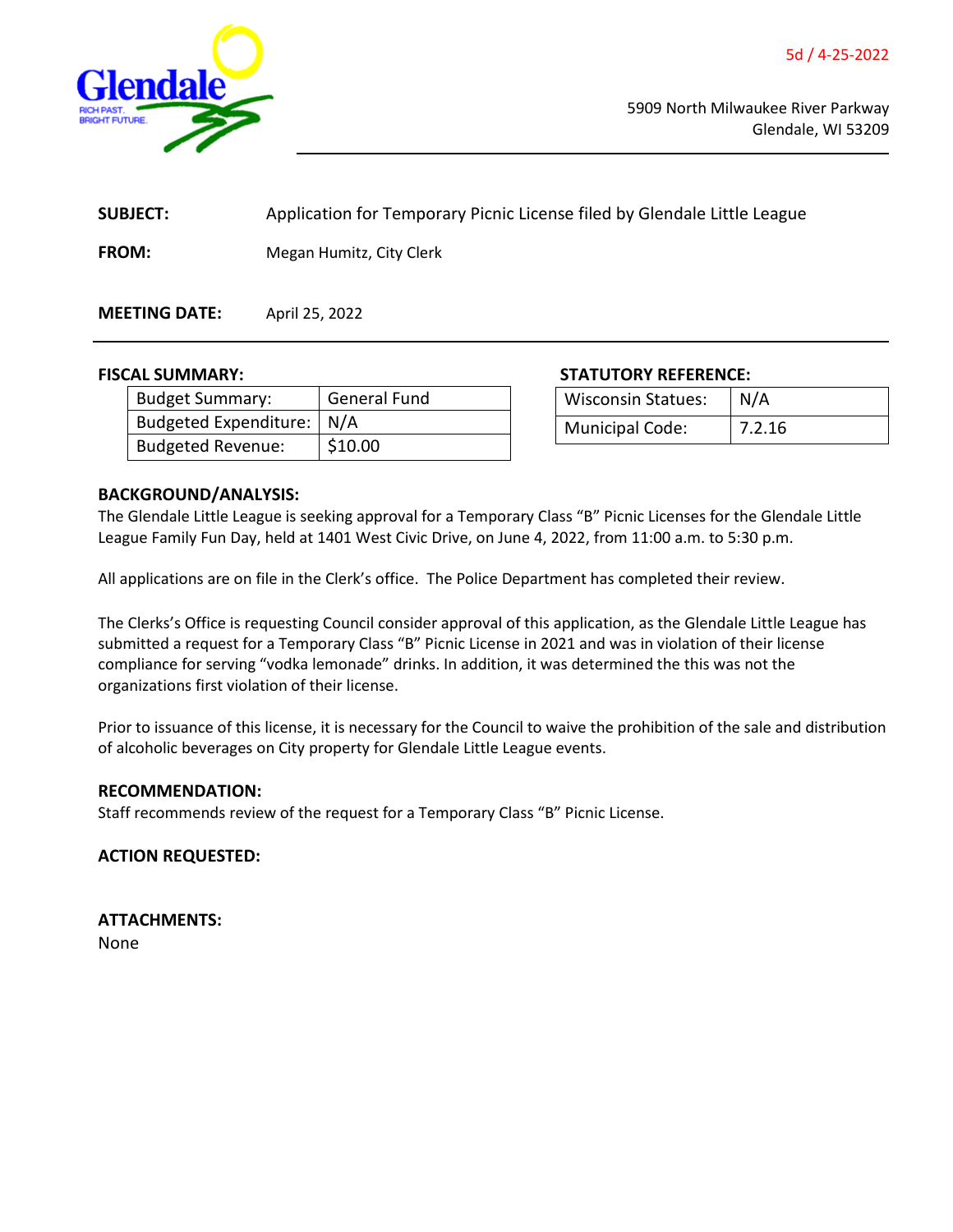5d / 4-25-2022

5909 North Milwaukee River Parkway
Glendale, WI 53209

**SUBJECT:** Application for Temporary Picnic License filed by Glendale Little League

**FROM:** Megan Humitz, City Clerk

**MEETING DATE:** April 25, 2022

**FISCAL SUMMARY:**

| Budget Summary: | General Fund |
|---|---|
| Budgeted Expenditure: | N/A |
| Budgeted Revenue: | $10.00 |

**STATUTORY REFERENCE:**

| Wisconsin Statues: | N/A |
|---|---|
| Municipal Code: | 7.2.16 |

**BACKGROUND/ANALYSIS:**

The Glendale Little League is seeking approval for a Temporary Class "B" Picnic Licenses for the Glendale Little League Family Fun Day, held at 1401 West Civic Drive, on June 4, 2022, from 11:00 a.m. to 5:30 p.m.

All applications are on file in the Clerk's office. The Police Department has completed their review.

The Clerks's Office is requesting Council consider approval of this application, as the Glendale Little League has submitted a request for a Temporary Class "B" Picnic License in 2021 and was in violation of their license compliance for serving "vodka lemonade" drinks. In addition, it was determined the this was not the organizations first violation of their license.

Prior to issuance of this license, it is necessary for the Council to waive the prohibition of the sale and distribution of alcoholic beverages on City property for Glendale Little League events.

**RECOMMENDATION:**

Staff recommends review of the request for a Temporary Class "B" Picnic License.

**ACTION REQUESTED:**

**ATTACHMENTS:**

None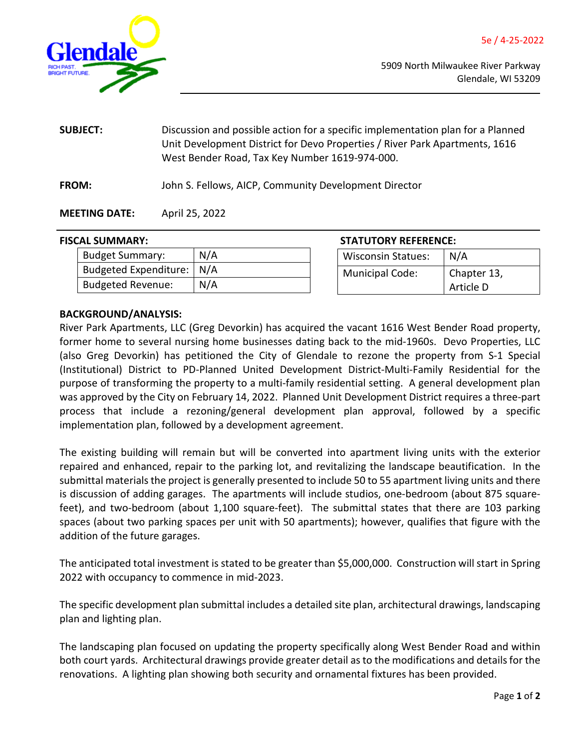5e / 4-25-2022

5909 North Milwaukee River Parkway
Glendale, WI 53209

**SUBJECT:** Discussion and possible action for a specific implementation plan for a Planned Unit Development District for Devo Properties / River Park Apartments, 1616 West Bender Road, Tax Key Number 1619-974-000.

**FROM:** John S. Fellows, AICP, Community Development Director

**MEETING DATE:** April 25, 2022

**FISCAL SUMMARY:**

| Budget Summary: | N/A |
|---|---|
| Budgeted Expenditure: | N/A |
| Budgeted Revenue: | N/A |

**STATUTORY REFERENCE:**

| Wisconsin Statues: | N/A |
|---|---|
| Municipal Code: | Chapter 13, Article D |

**BACKGROUND/ANALYSIS:**

River Park Apartments, LLC (Greg Devorkin) has acquired the vacant 1616 West Bender Road property, former home to several nursing home businesses dating back to the mid-1960s. Devo Properties, LLC (also Greg Devorkin) has petitioned the City of Glendale to rezone the property from S-1 Special (Institutional) District to PD-Planned United Development District-Multi-Family Residential for the purpose of transforming the property to a multi-family residential setting. A general development plan was approved by the City on February 14, 2022. Planned Unit Development District requires a three-part process that include a rezoning/general development plan approval, followed by a specific implementation plan, followed by a development agreement.

The existing building will remain but will be converted into apartment living units with the exterior repaired and enhanced, repair to the parking lot, and revitalizing the landscape beautification. In the submittal materials the project is generally presented to include 50 to 55 apartment living units and there is discussion of adding garages. The apartments will include studios, one-bedroom (about 875 square-feet), and two-bedroom (about 1,100 square-feet). The submittal states that there are 103 parking spaces (about two parking spaces per unit with 50 apartments); however, qualifies that figure with the addition of the future garages.

The anticipated total investment is stated to be greater than $5,000,000. Construction will start in Spring 2022 with occupancy to commence in mid-2023.

The specific development plan submittal includes a detailed site plan, architectural drawings, landscaping plan and lighting plan.

The landscaping plan focused on updating the property specifically along West Bender Road and within both court yards. Architectural drawings provide greater detail as to the modifications and details for the renovations. A lighting plan showing both security and ornamental fixtures has been provided.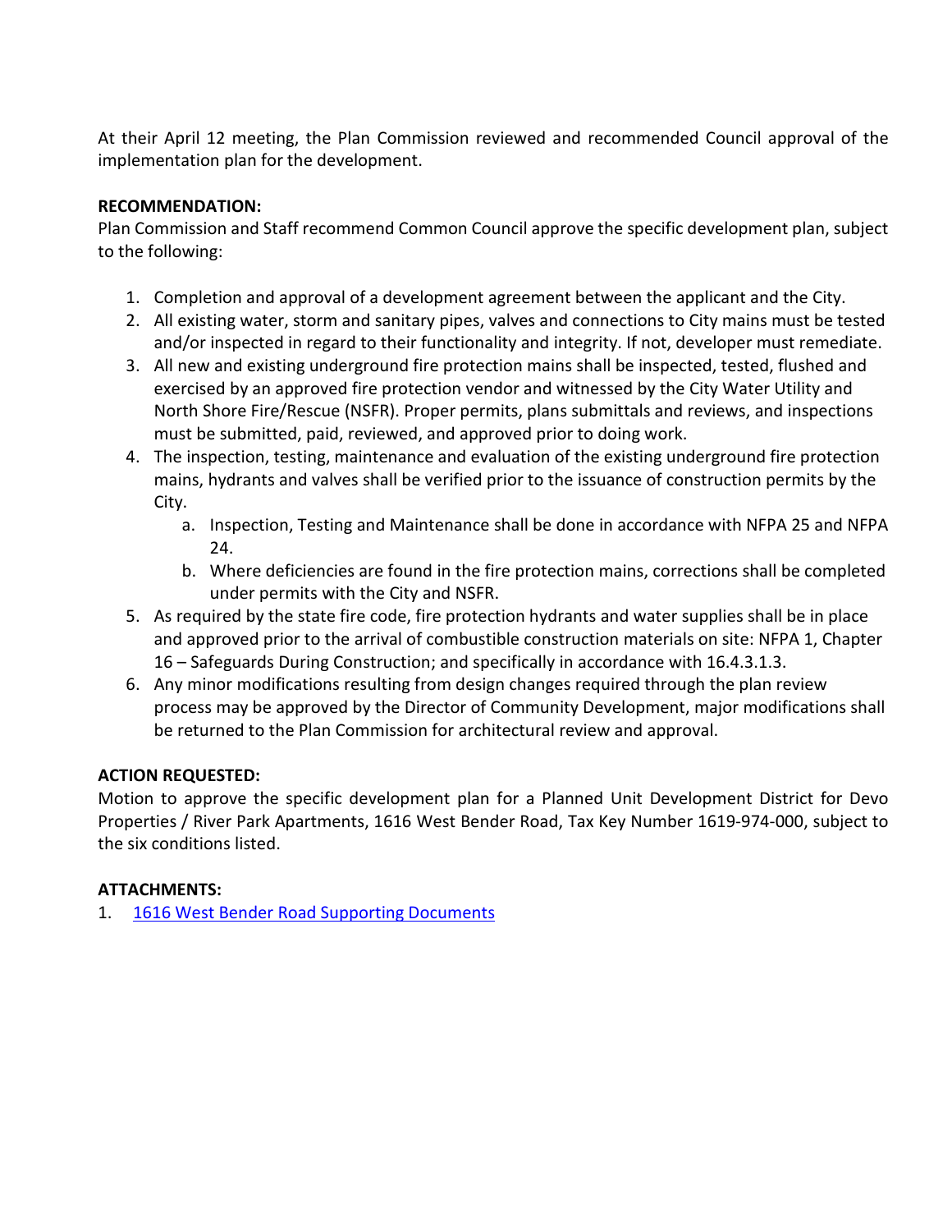At their April 12 meeting, the Plan Commission reviewed and recommended Council approval of the implementation plan for the development.

**RECOMMENDATION:**
Plan Commission and Staff recommend Common Council approve the specific development plan, subject to the following:

1. Completion and approval of a development agreement between the applicant and the City.
2. All existing water, storm and sanitary pipes, valves and connections to City mains must be tested and/or inspected in regard to their functionality and integrity. If not, developer must remediate.
3. All new and existing underground fire protection mains shall be inspected, tested, flushed and exercised by an approved fire protection vendor and witnessed by the City Water Utility and North Shore Fire/Rescue (NSFR). Proper permits, plans submittals and reviews, and inspections must be submitted, paid, reviewed, and approved prior to doing work.
4. The inspection, testing, maintenance and evaluation of the existing underground fire protection mains, hydrants and valves shall be verified prior to the issuance of construction permits by the City.
   a. Inspection, Testing and Maintenance shall be done in accordance with NFPA 25 and NFPA 24.
   b. Where deficiencies are found in the fire protection mains, corrections shall be completed under permits with the City and NSFR.
5. As required by the state fire code, fire protection hydrants and water supplies shall be in place and approved prior to the arrival of combustible construction materials on site: NFPA 1, Chapter 16 – Safeguards During Construction; and specifically in accordance with 16.4.3.1.3.
6. Any minor modifications resulting from design changes required through the plan review process may be approved by the Director of Community Development, major modifications shall be returned to the Plan Commission for architectural review and approval.

**ACTION REQUESTED:**
Motion to approve the specific development plan for a Planned Unit Development District for Devo Properties / River Park Apartments, 1616 West Bender Road, Tax Key Number 1619-974-000, subject to the six conditions listed.

**ATTACHMENTS:**
1. 1616 West Bender Road Supporting Documents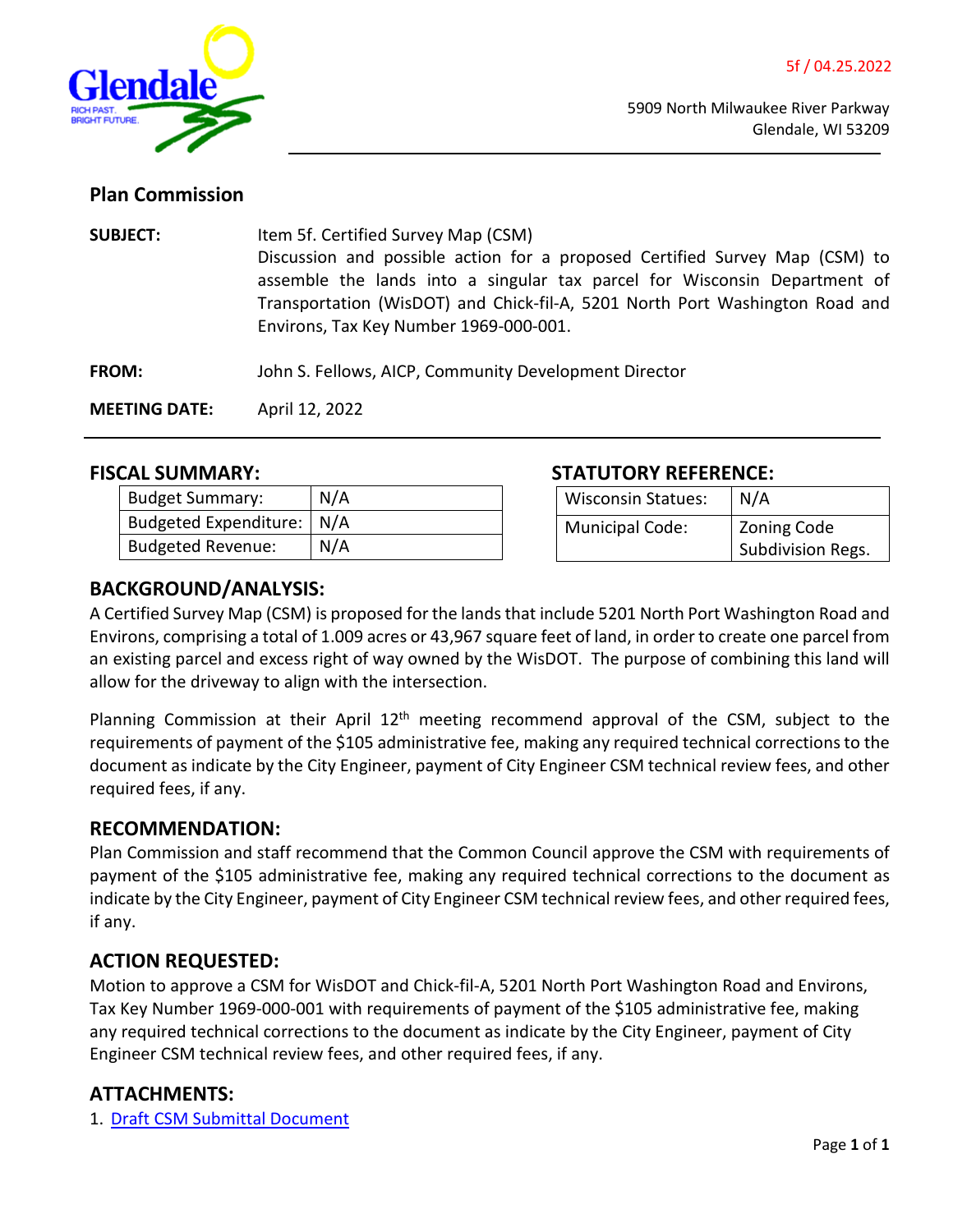5f / 04.25.2022

Glendale
RICH PAST. BRIGHT FUTURE.

5909 North Milwaukee River Parkway
Glendale, WI 53209

**Plan Commission**

**SUBJECT:** Item 5f. Certified Survey Map (CSM)
Discussion and possible action for a proposed Certified Survey Map (CSM) to assemble the lands into a singular tax parcel for Wisconsin Department of Transportation (WisDOT) and Chick-fil-A, 5201 North Port Washington Road and Environs, Tax Key Number 1969-000-001.

**FROM:** John S. Fellows, AICP, Community Development Director

**MEETING DATE:** April 12, 2022

## FISCAL SUMMARY:

| | |
|---|---|
| Budget Summary: | N/A |
| Budgeted Expenditure: | N/A |
| Budgeted Revenue: | N/A |

## STATUTORY REFERENCE:

| | |
|---|---|
| Wisconsin Statues: | N/A |
| Municipal Code: | Zoning Code<br>Subdivision Regs. |

## BACKGROUND/ANALYSIS:

A Certified Survey Map (CSM) is proposed for the lands that include 5201 North Port Washington Road and Environs, comprising a total of 1.009 acres or 43,967 square feet of land, in order to create one parcel from an existing parcel and excess right of way owned by the WisDOT. The purpose of combining this land will allow for the driveway to align with the intersection.

Planning Commission at their April 12th meeting recommend approval of the CSM, subject to the requirements of payment of the $105 administrative fee, making any required technical corrections to the document as indicate by the City Engineer, payment of City Engineer CSM technical review fees, and other required fees, if any.

## RECOMMENDATION:

Plan Commission and staff recommend that the Common Council approve the CSM with requirements of payment of the $105 administrative fee, making any required technical corrections to the document as indicate by the City Engineer, payment of City Engineer CSM technical review fees, and other required fees, if any.

## ACTION REQUESTED:

Motion to approve a CSM for WisDOT and Chick-fil-A, 5201 North Port Washington Road and Environs, Tax Key Number 1969-000-001 with requirements of payment of the $105 administrative fee, making any required technical corrections to the document as indicate by the City Engineer, payment of City Engineer CSM technical review fees, and other required fees, if any.

## ATTACHMENTS:

1. Draft CSM Submittal Document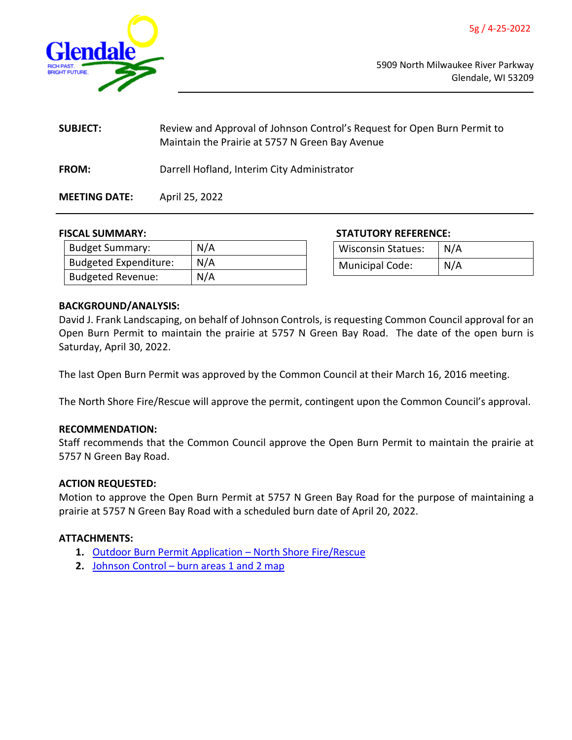5g / 4-25-2022

Glendale
RICH PAST. BRIGHT FUTURE.

5909 North Milwaukee River Parkway
Glendale, WI 53209

**SUBJECT:** Review and Approval of Johnson Control's Request for Open Burn Permit to Maintain the Prairie at 5757 N Green Bay Avenue

**FROM:** Darrell Hofland, Interim City Administrator

**MEETING DATE:** April 25, 2022

**FISCAL SUMMARY:**

| Budget Summary: | N/A |
|---|---|
| Budgeted Expenditure: | N/A |
| Budgeted Revenue: | N/A |

**STATUTORY REFERENCE:**

| Wisconsin Statues: | N/A |
|---|---|
| Municipal Code: | N/A |

**BACKGROUND/ANALYSIS:**

David J. Frank Landscaping, on behalf of Johnson Controls, is requesting Common Council approval for an Open Burn Permit to maintain the prairie at 5757 N Green Bay Road. The date of the open burn is Saturday, April 30, 2022.

The last Open Burn Permit was approved by the Common Council at their March 16, 2016 meeting.

The North Shore Fire/Rescue will approve the permit, contingent upon the Common Council's approval.

**RECOMMENDATION:**

Staff recommends that the Common Council approve the Open Burn Permit to maintain the prairie at 5757 N Green Bay Road.

**ACTION REQUESTED:**

Motion to approve the Open Burn Permit at 5757 N Green Bay Road for the purpose of maintaining a prairie at 5757 N Green Bay Road with a scheduled burn date of April 20, 2022.

**ATTACHMENTS:**

1. Outdoor Burn Permit Application – North Shore Fire/Rescue
2. Johnson Control – burn areas 1 and 2 map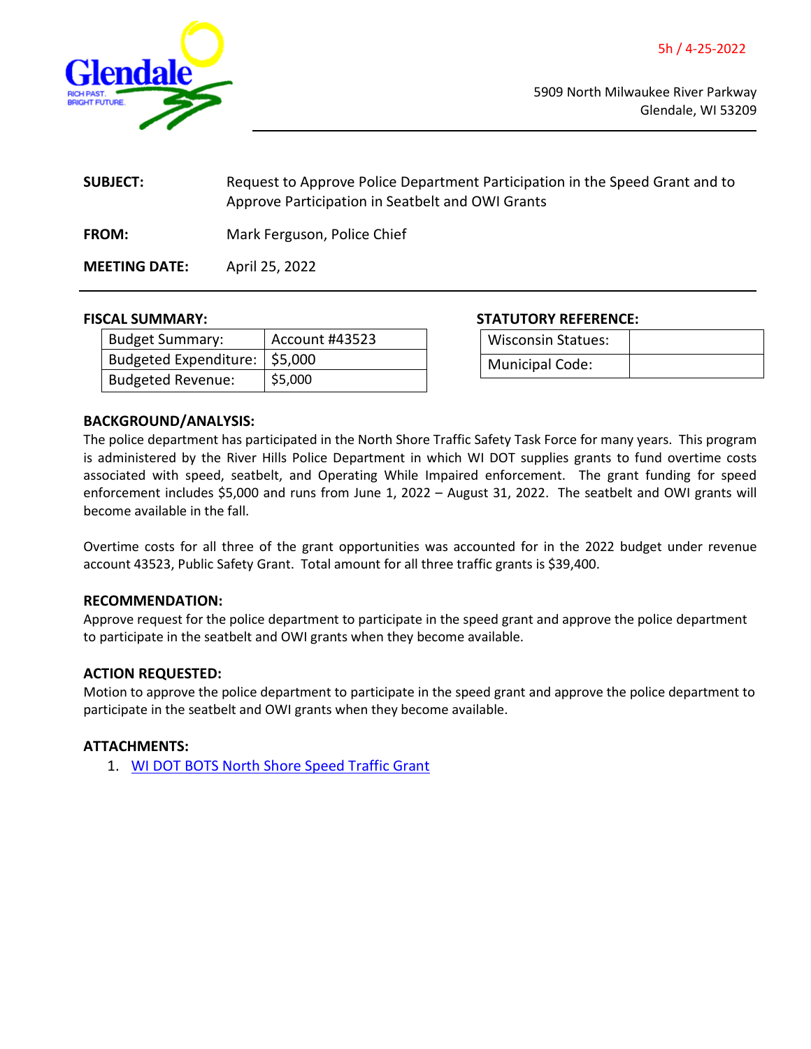5h / 4-25-2022

5909 North Milwaukee River Parkway
Glendale, WI 53209

**SUBJECT:** Request to Approve Police Department Participation in the Speed Grant and to Approve Participation in Seatbelt and OWI Grants

**FROM:** Mark Ferguson, Police Chief

**MEETING DATE:** April 25, 2022

**FISCAL SUMMARY:**

| Budget Summary: | Account #43523 |
|---|---|
| Budgeted Expenditure: | $5,000 |
| Budgeted Revenue: | $5,000 |

**STATUTORY REFERENCE:**

| Wisconsin Statues: | |
|---|---|
| Municipal Code: | |

**BACKGROUND/ANALYSIS:**

The police department has participated in the North Shore Traffic Safety Task Force for many years. This program is administered by the River Hills Police Department in which WI DOT supplies grants to fund overtime costs associated with speed, seatbelt, and Operating While Impaired enforcement. The grant funding for speed enforcement includes $5,000 and runs from June 1, 2022 – August 31, 2022. The seatbelt and OWI grants will become available in the fall.

Overtime costs for all three of the grant opportunities was accounted for in the 2022 budget under revenue account 43523, Public Safety Grant. Total amount for all three traffic grants is $39,400.

**RECOMMENDATION:**

Approve request for the police department to participate in the speed grant and approve the police department to participate in the seatbelt and OWI grants when they become available.

**ACTION REQUESTED:**

Motion to approve the police department to participate in the speed grant and approve the police department to participate in the seatbelt and OWI grants when they become available.

**ATTACHMENTS:**

1. WI DOT BOTS North Shore Speed Traffic Grant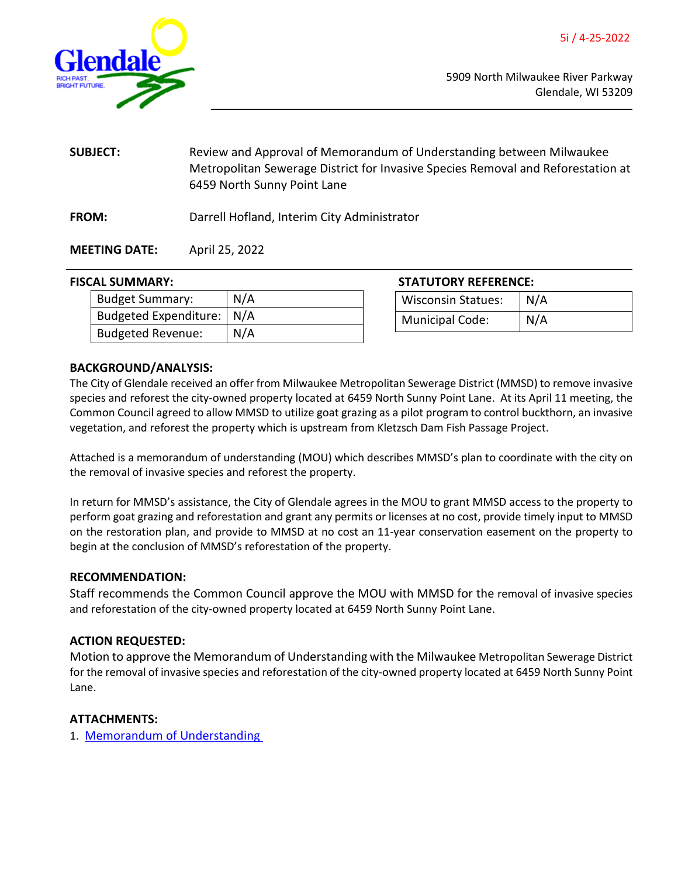5i / 4-25-2022

Glendale
RICH PAST. BRIGHT FUTURE.

5909 North Milwaukee River Parkway
Glendale, WI 53209

**SUBJECT:** Review and Approval of Memorandum of Understanding between Milwaukee Metropolitan Sewerage District for Invasive Species Removal and Reforestation at 6459 North Sunny Point Lane

**FROM:** Darrell Hofland, Interim City Administrator

**MEETING DATE:** April 25, 2022

**FISCAL SUMMARY:**

| Budget Summary: | N/A |
|---|---|
| Budgeted Expenditure: | N/A |
| Budgeted Revenue: | N/A |

**STATUTORY REFERENCE:**

| Wisconsin Statues: | N/A |
|---|---|
| Municipal Code: | N/A |

**BACKGROUND/ANALYSIS:**

The City of Glendale received an offer from Milwaukee Metropolitan Sewerage District (MMSD) to remove invasive species and reforest the city-owned property located at 6459 North Sunny Point Lane. At its April 11 meeting, the Common Council agreed to allow MMSD to utilize goat grazing as a pilot program to control buckthorn, an invasive vegetation, and reforest the property which is upstream from Kletzsch Dam Fish Passage Project.

Attached is a memorandum of understanding (MOU) which describes MMSD's plan to coordinate with the city on the removal of invasive species and reforest the property.

In return for MMSD's assistance, the City of Glendale agrees in the MOU to grant MMSD access to the property to perform goat grazing and reforestation and grant any permits or licenses at no cost, provide timely input to MMSD on the restoration plan, and provide to MMSD at no cost an 11-year conservation easement on the property to begin at the conclusion of MMSD's reforestation of the property.

**RECOMMENDATION:**

Staff recommends the Common Council approve the MOU with MMSD for the removal of invasive species and reforestation of the city-owned property located at 6459 North Sunny Point Lane.

**ACTION REQUESTED:**

Motion to approve the Memorandum of Understanding with the Milwaukee Metropolitan Sewerage District for the removal of invasive species and reforestation of the city-owned property located at 6459 North Sunny Point Lane.

**ATTACHMENTS:**

1. Memorandum of Understanding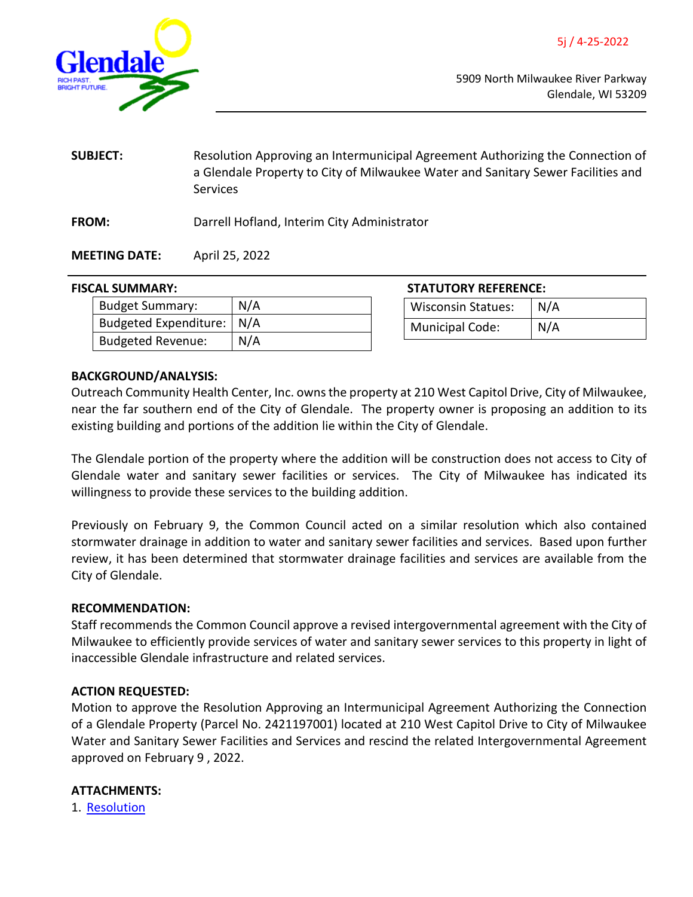5j / 4-25-2022

Glendale
RICH PAST. BRIGHT FUTURE.

5909 North Milwaukee River Parkway
Glendale, WI 53209

**SUBJECT:** Resolution Approving an Intermunicipal Agreement Authorizing the Connection of a Glendale Property to City of Milwaukee Water and Sanitary Sewer Facilities and Services

**FROM:** Darrell Hofland, Interim City Administrator

**MEETING DATE:** April 25, 2022

**FISCAL SUMMARY:**

| Budget Summary: | N/A |
|---|---|
| Budgeted Expenditure: | N/A |
| Budgeted Revenue: | N/A |

**STATUTORY REFERENCE:**

| Wisconsin Statues: | N/A |
|---|---|
| Municipal Code: | N/A |

**BACKGROUND/ANALYSIS:**

Outreach Community Health Center, Inc. owns the property at 210 West Capitol Drive, City of Milwaukee, near the far southern end of the City of Glendale. The property owner is proposing an addition to its existing building and portions of the addition lie within the City of Glendale.

The Glendale portion of the property where the addition will be construction does not access to City of Glendale water and sanitary sewer facilities or services. The City of Milwaukee has indicated its willingness to provide these services to the building addition.

Previously on February 9, the Common Council acted on a similar resolution which also contained stormwater drainage in addition to water and sanitary sewer facilities and services. Based upon further review, it has been determined that stormwater drainage facilities and services are available from the City of Glendale.

**RECOMMENDATION:**

Staff recommends the Common Council approve a revised intergovernmental agreement with the City of Milwaukee to efficiently provide services of water and sanitary sewer services to this property in light of inaccessible Glendale infrastructure and related services.

**ACTION REQUESTED:**

Motion to approve the Resolution Approving an Intermunicipal Agreement Authorizing the Connection of a Glendale Property (Parcel No. 2421197001) located at 210 West Capitol Drive to City of Milwaukee Water and Sanitary Sewer Facilities and Services and rescind the related Intergovernmental Agreement approved on February 9 , 2022.

**ATTACHMENTS:**

1. Resolution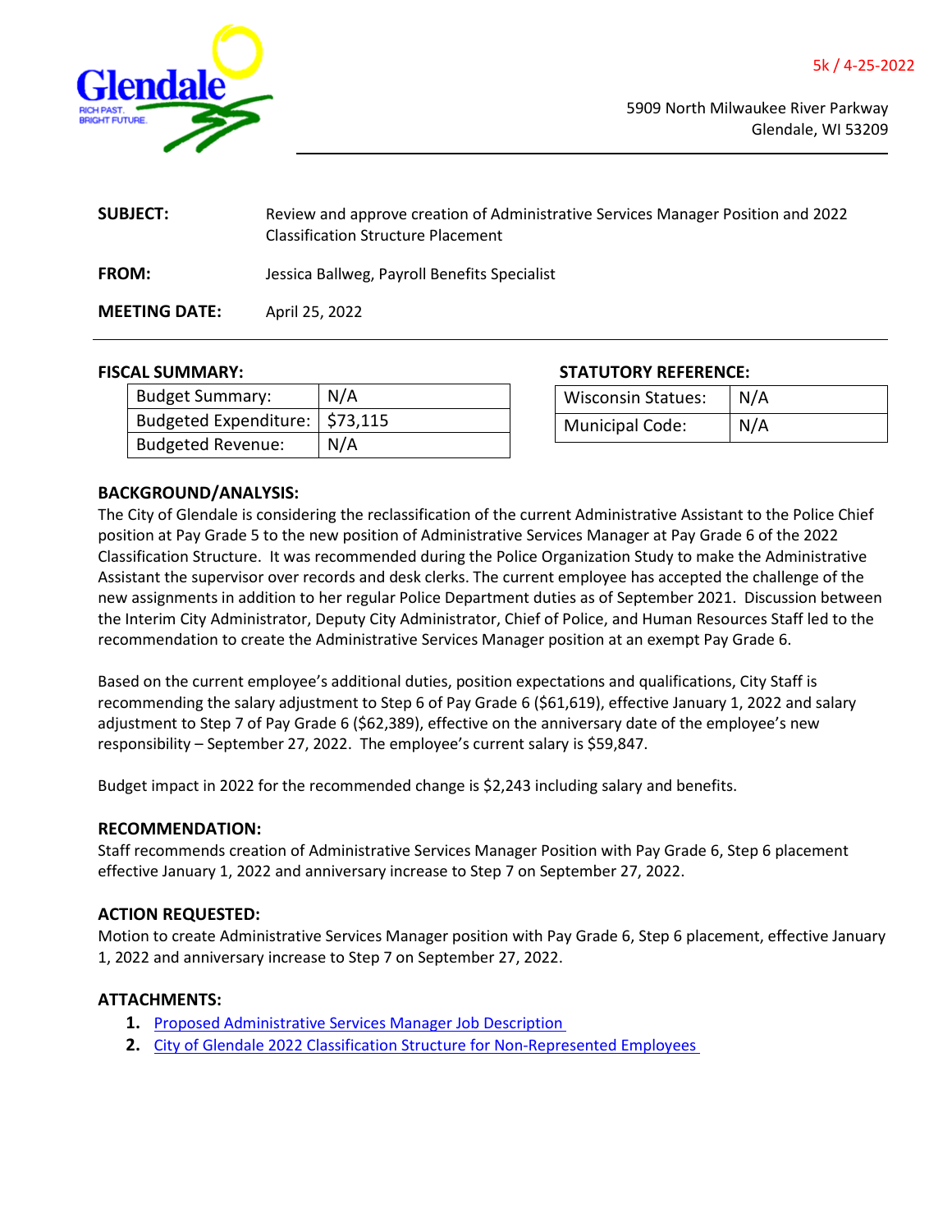5k / 4-25-2022

Glendale
RICH PAST. BRIGHT FUTURE.

5909 North Milwaukee River Parkway
Glendale, WI 53209

**SUBJECT:** Review and approve creation of Administrative Services Manager Position and 2022 Classification Structure Placement

**FROM:** Jessica Ballweg, Payroll Benefits Specialist

**MEETING DATE:** April 25, 2022

**FISCAL SUMMARY:**

| | |
|---|---|
| Budget Summary: | N/A |
| Budgeted Expenditure: | $73,115 |
| Budgeted Revenue: | N/A |

**STATUTORY REFERENCE:**

| | |
|---|---|
| Wisconsin Statues: | N/A |
| Municipal Code: | N/A |

**BACKGROUND/ANALYSIS:**

The City of Glendale is considering the reclassification of the current Administrative Assistant to the Police Chief position at Pay Grade 5 to the new position of Administrative Services Manager at Pay Grade 6 of the 2022 Classification Structure. It was recommended during the Police Organization Study to make the Administrative Assistant the supervisor over records and desk clerks. The current employee has accepted the challenge of the new assignments in addition to her regular Police Department duties as of September 2021. Discussion between the Interim City Administrator, Deputy City Administrator, Chief of Police, and Human Resources Staff led to the recommendation to create the Administrative Services Manager position at an exempt Pay Grade 6.

Based on the current employee's additional duties, position expectations and qualifications, City Staff is recommending the salary adjustment to Step 6 of Pay Grade 6 ($61,619), effective January 1, 2022 and salary adjustment to Step 7 of Pay Grade 6 ($62,389), effective on the anniversary date of the employee's new responsibility – September 27, 2022. The employee's current salary is $59,847.

Budget impact in 2022 for the recommended change is $2,243 including salary and benefits.

**RECOMMENDATION:**

Staff recommends creation of Administrative Services Manager Position with Pay Grade 6, Step 6 placement effective January 1, 2022 and anniversary increase to Step 7 on September 27, 2022.

**ACTION REQUESTED:**

Motion to create Administrative Services Manager position with Pay Grade 6, Step 6 placement, effective January 1, 2022 and anniversary increase to Step 7 on September 27, 2022.

**ATTACHMENTS:**

1. Proposed Administrative Services Manager Job Description
2. City of Glendale 2022 Classification Structure for Non-Represented Employees